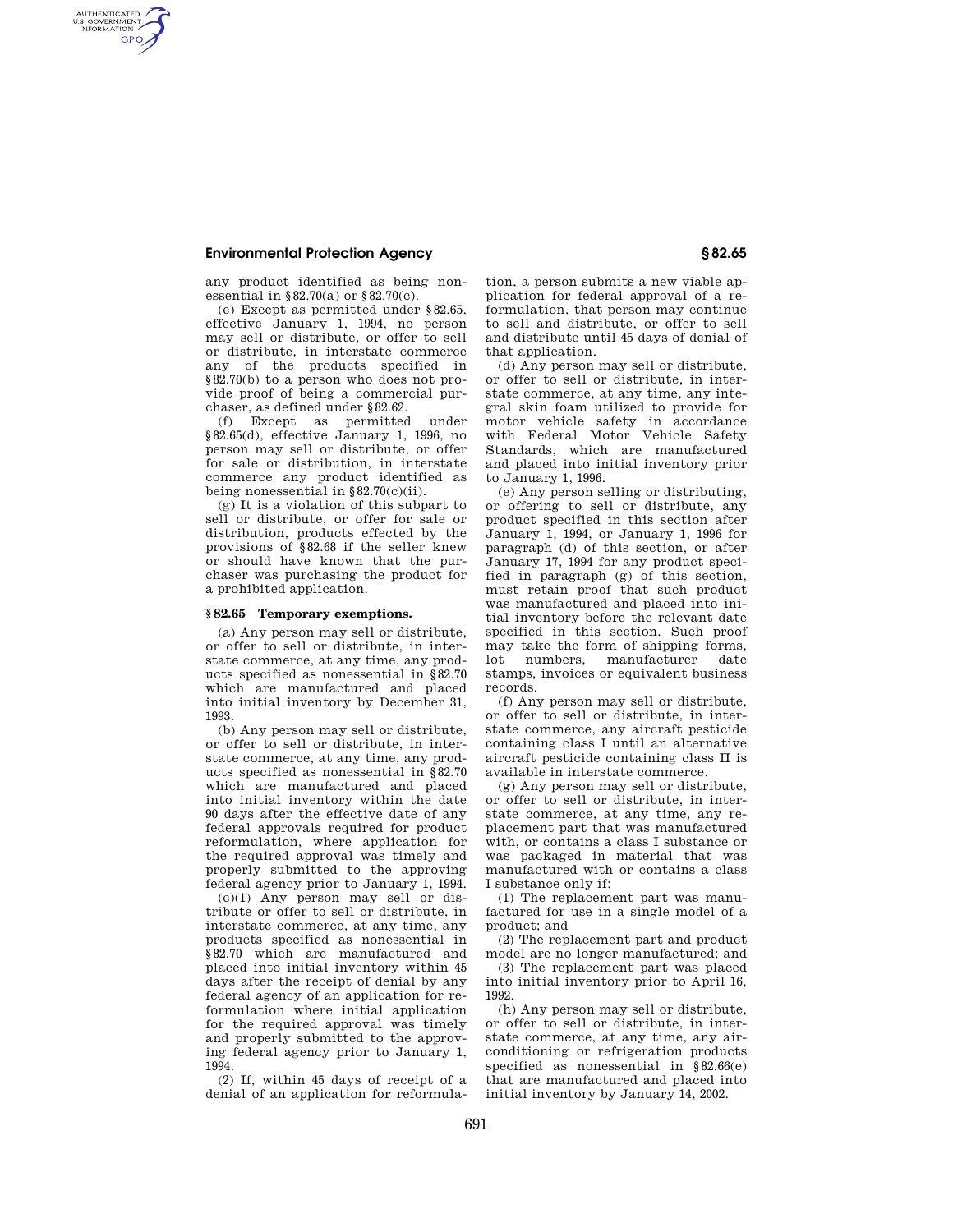any product identified as being nonessential in §82.70(a) or §82.70(c).

(e) Except as permitted under §82.65, effective January 1, 1994, no person may sell or distribute, or offer to sell or distribute, in interstate commerce any of the products specified in §82.70(b) to a person who does not provide proof of being a commercial purchaser, as defined under §82.62.

(f) Except as permitted under §82.65(d), effective January 1, 1996, no person may sell or distribute, or offer for sale or distribution, in interstate commerce any product identified as being nonessential in §82.70(c)(ii).

(g) It is a violation of this subpart to sell or distribute, or offer for sale or distribution, products effected by the provisions of §82.68 if the seller knew or should have known that the purchaser was purchasing the product for a prohibited application.

### § 82.65 Temporary exemptions.

(a) Any person may sell or distribute, or offer to sell or distribute, in interstate commerce, at any time, any products specified as nonessential in §82.70 which are manufactured and placed into initial inventory by December 31, 1993.

(b) Any person may sell or distribute, or offer to sell or distribute, in interstate commerce, at any time, any products specified as nonessential in §82.70 which are manufactured and placed into initial inventory within the date 90 days after the effective date of any federal approvals required for product reformulation, where application for the required approval was timely and properly submitted to the approving federal agency prior to January 1, 1994.

(c)(1) Any person may sell or distribute or offer to sell or distribute, in interstate commerce, at any time, any products specified as nonessential in §82.70 which are manufactured and placed into initial inventory within 45 days after the receipt of denial by any federal agency of an application for reformulation where initial application for the required approval was timely and properly submitted to the approving federal agency prior to January 1, 1994.

(2) If, within 45 days of receipt of a denial of an application for reformulation, a person submits a new viable application for federal approval of a reformulation, that person may continue to sell and distribute, or offer to sell and distribute until 45 days of denial of that application.

(d) Any person may sell or distribute, or offer to sell or distribute, in interstate commerce, at any time, any integral skin foam utilized to provide for motor vehicle safety in accordance with Federal Motor Vehicle Safety Standards, which are manufactured and placed into initial inventory prior to January 1, 1996.

(e) Any person selling or distributing, or offering to sell or distribute, any product specified in this section after January 1, 1994, or January 1, 1996 for paragraph (d) of this section, or after January 17, 1994 for any product specified in paragraph (g) of this section, must retain proof that such product was manufactured and placed into initial inventory before the relevant date specified in this section. Such proof may take the form of shipping forms, lot numbers, manufacturer date stamps, invoices or equivalent business records.

(f) Any person may sell or distribute, or offer to sell or distribute, in interstate commerce, any aircraft pesticide containing class I until an alternative aircraft pesticide containing class II is available in interstate commerce.

(g) Any person may sell or distribute, or offer to sell or distribute, in interstate commerce, at any time, any replacement part that was manufactured with, or contains a class I substance or was packaged in material that was manufactured with or contains a class I substance only if:

(1) The replacement part was manufactured for use in a single model of a product; and

(2) The replacement part and product model are no longer manufactured; and

(3) The replacement part was placed into initial inventory prior to April 16, 1992.

(h) Any person may sell or distribute, or offer to sell or distribute, in interstate commerce, at any time, any air-conditioning or refrigeration products specified as nonessential in §82.66(e) that are manufactured and placed into initial inventory by January 14, 2002.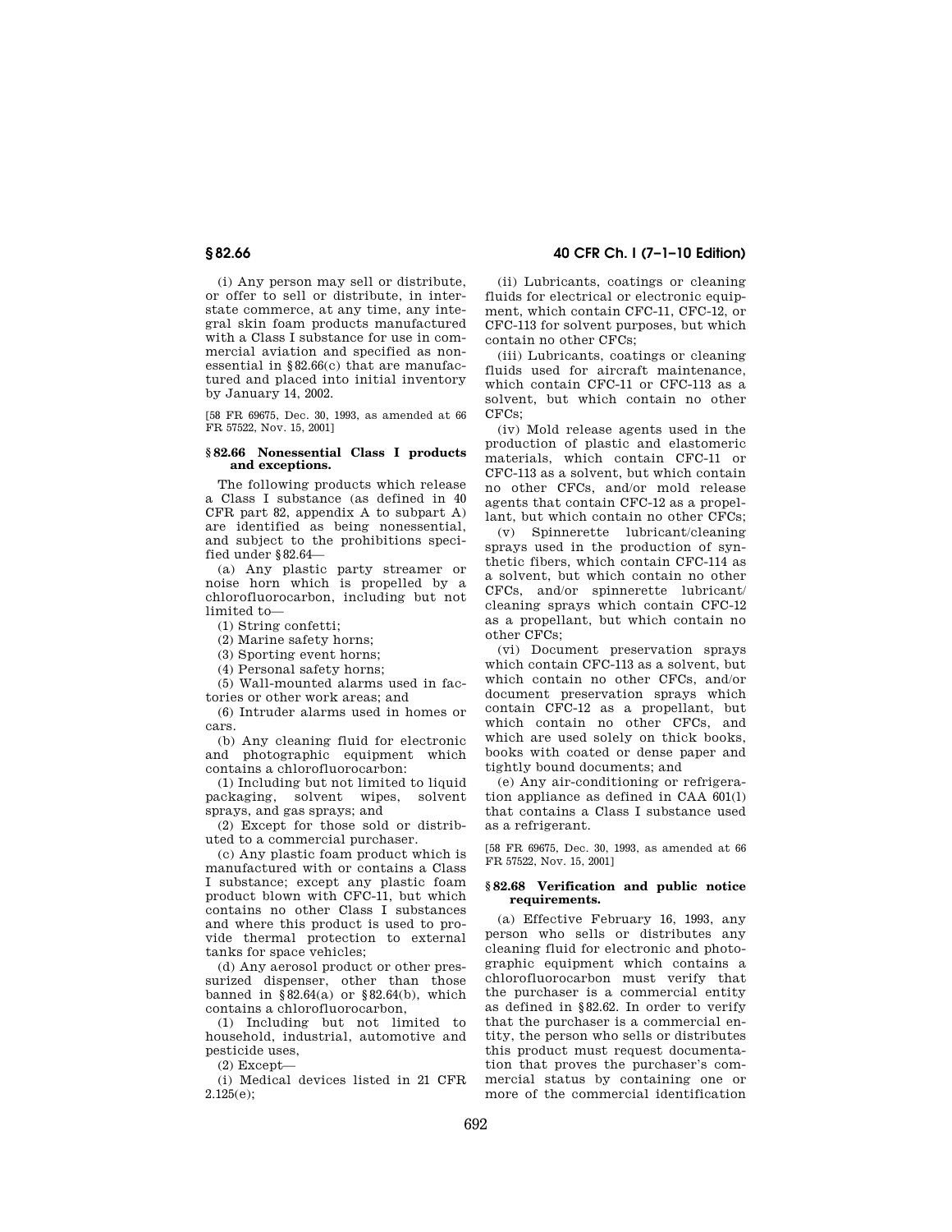(i) Any person may sell or distribute, or offer to sell or distribute, in interstate commerce, at any time, any integral skin foam products manufactured with a Class I substance for use in commercial aviation and specified as nonessential in §82.66(c) that are manufactured and placed into initial inventory by January 14, 2002.

[58 FR 69675, Dec. 30, 1993, as amended at 66 FR 57522, Nov. 15, 2001]

### § 82.66 Nonessential Class I products and exceptions.

The following products which release a Class I substance (as defined in 40 CFR part 82, appendix A to subpart A) are identified as being nonessential, and subject to the prohibitions specified under §82.64—

(a) Any plastic party streamer or noise horn which is propelled by a chlorofluorocarbon, including but not limited to—

(1) String confetti;

(2) Marine safety horns;

(3) Sporting event horns;

(4) Personal safety horns;

(5) Wall-mounted alarms used in factories or other work areas; and

(6) Intruder alarms used in homes or cars.

(b) Any cleaning fluid for electronic and photographic equipment which contains a chlorofluorocarbon:

(1) Including but not limited to liquid packaging, solvent wipes, solvent sprays, and gas sprays; and

(2) Except for those sold or distributed to a commercial purchaser.

(c) Any plastic foam product which is manufactured with or contains a Class I substance; except any plastic foam product blown with CFC-11, but which contains no other Class I substances and where this product is used to provide thermal protection to external tanks for space vehicles;

(d) Any aerosol product or other pressurized dispenser, other than those banned in §82.64(a) or §82.64(b), which contains a chlorofluorocarbon,

(1) Including but not limited to household, industrial, automotive and pesticide uses,

(2) Except—

(i) Medical devices listed in 21 CFR 2.125(e);

(ii) Lubricants, coatings or cleaning fluids for electrical or electronic equipment, which contain CFC-11, CFC-12, or CFC-113 for solvent purposes, but which contain no other CFCs;

(iii) Lubricants, coatings or cleaning fluids used for aircraft maintenance, which contain CFC-11 or CFC-113 as a solvent, but which contain no other CFCs;

(iv) Mold release agents used in the production of plastic and elastomeric materials, which contain CFC-11 or CFC-113 as a solvent, but which contain no other CFCs, and/or mold release agents that contain CFC-12 as a propellant, but which contain no other CFCs;

(v) Spinnerette lubricant/cleaning sprays used in the production of synthetic fibers, which contain CFC-114 as a solvent, but which contain no other CFCs, and/or spinnerette lubricant/cleaning sprays which contain CFC-12 as a propellant, but which contain no other CFCs;

(vi) Document preservation sprays which contain CFC-113 as a solvent, but which contain no other CFCs, and/or document preservation sprays which contain CFC-12 as a propellant, but which contain no other CFCs, and which are used solely on thick books, books with coated or dense paper and tightly bound documents; and

(e) Any air-conditioning or refrigeration appliance as defined in CAA 601(l) that contains a Class I substance used as a refrigerant.

[58 FR 69675, Dec. 30, 1993, as amended at 66 FR 57522, Nov. 15, 2001]

### § 82.68 Verification and public notice requirements.

(a) Effective February 16, 1993, any person who sells or distributes any cleaning fluid for electronic and photographic equipment which contains a chlorofluorocarbon must verify that the purchaser is a commercial entity as defined in §82.62. In order to verify that the purchaser is a commercial entity, the person who sells or distributes this product must request documentation that proves the purchaser's commercial status by containing one or more of the commercial identification